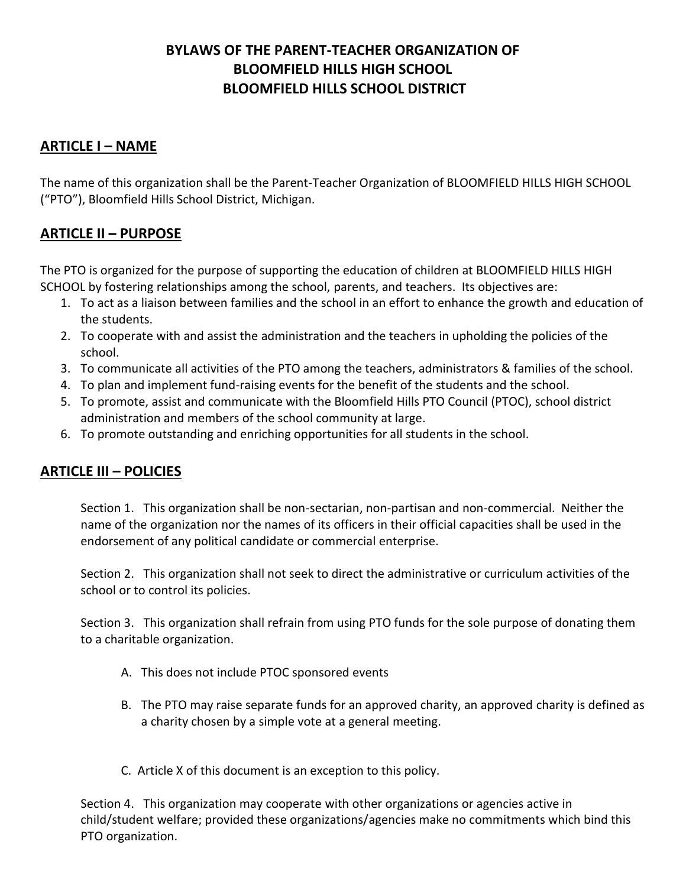# BYLAWS OF THE PARENT-TEACHER ORGANIZATION OF BLOOMFIELD HILLS HIGH SCHOOL BLOOMFIELD HILLS SCHOOL DISTRICT

## ARTICLE I – NAME

The name of this organization shall be the Parent-Teacher Organization of BLOOMFIELD HILLS HIGH SCHOOL ("PTO"), Bloomfield Hills School District, Michigan.

## ARTICLE II – PURPOSE

The PTO is organized for the purpose of supporting the education of children at BLOOMFIELD HILLS HIGH SCHOOL by fostering relationships among the school, parents, and teachers. Its objectives are:

1. To act as a liaison between families and the school in an effort to enhance the growth and education of the students.
2. To cooperate with and assist the administration and the teachers in upholding the policies of the school.
3. To communicate all activities of the PTO among the teachers, administrators & families of the school.
4. To plan and implement fund-raising events for the benefit of the students and the school.
5. To promote, assist and communicate with the Bloomfield Hills PTO Council (PTOC), school district administration and members of the school community at large.
6. To promote outstanding and enriching opportunities for all students in the school.

## ARTICLE III – POLICIES

Section 1. This organization shall be non-sectarian, non-partisan and non-commercial. Neither the name of the organization nor the names of its officers in their official capacities shall be used in the endorsement of any political candidate or commercial enterprise.

Section 2. This organization shall not seek to direct the administrative or curriculum activities of the school or to control its policies.

Section 3. This organization shall refrain from using PTO funds for the sole purpose of donating them to a charitable organization.

A. This does not include PTOC sponsored events

B. The PTO may raise separate funds for an approved charity, an approved charity is defined as a charity chosen by a simple vote at a general meeting.

C. Article X of this document is an exception to this policy.

Section 4. This organization may cooperate with other organizations or agencies active in child/student welfare; provided these organizations/agencies make no commitments which bind this PTO organization.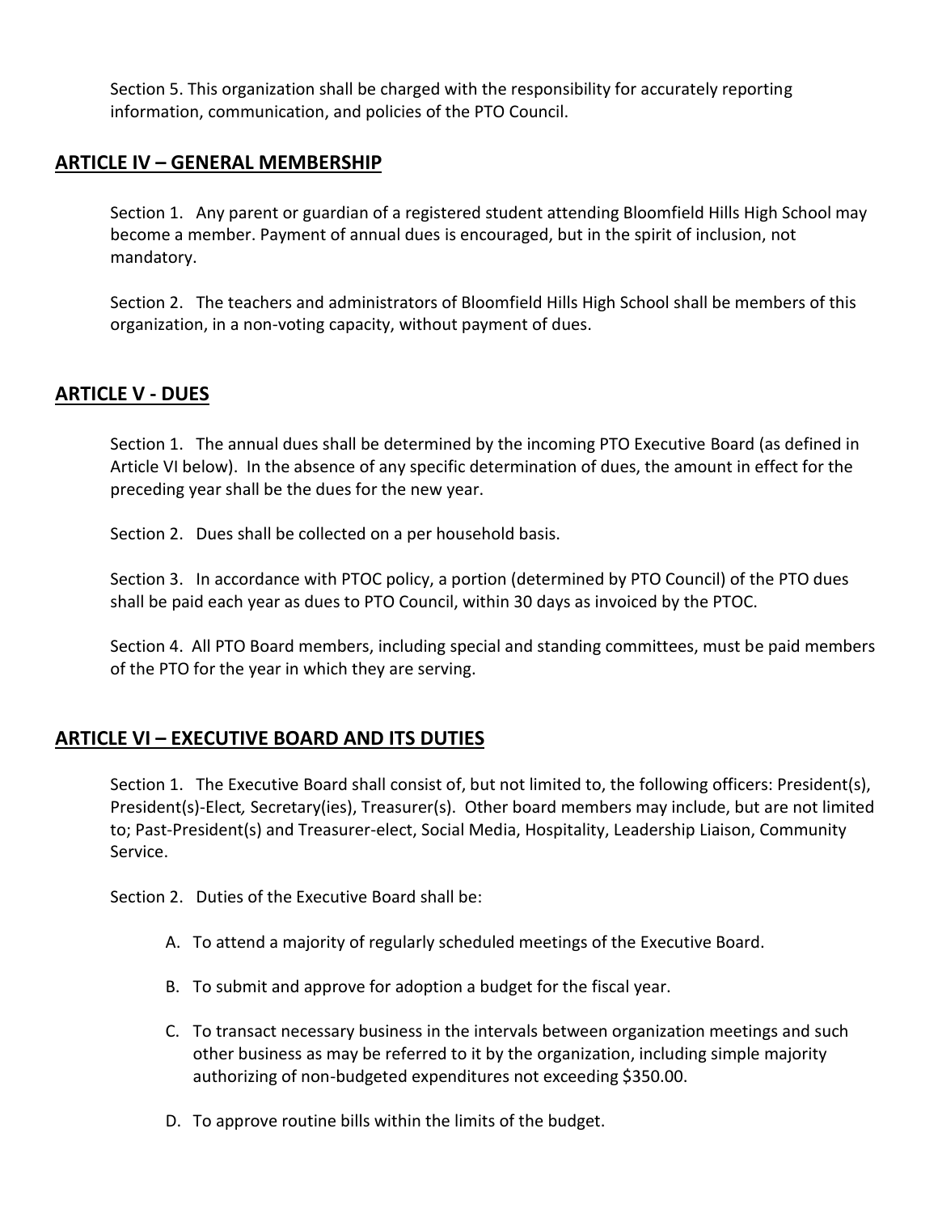Section 5. This organization shall be charged with the responsibility for accurately reporting information, communication, and policies of the PTO Council.

## ARTICLE IV – GENERAL MEMBERSHIP

Section 1. Any parent or guardian of a registered student attending Bloomfield Hills High School may become a member. Payment of annual dues is encouraged, but in the spirit of inclusion, not mandatory.

Section 2. The teachers and administrators of Bloomfield Hills High School shall be members of this organization, in a non-voting capacity, without payment of dues.

## ARTICLE V - DUES

Section 1. The annual dues shall be determined by the incoming PTO Executive Board (as defined in Article VI below). In the absence of any specific determination of dues, the amount in effect for the preceding year shall be the dues for the new year.

Section 2. Dues shall be collected on a per household basis.

Section 3. In accordance with PTOC policy, a portion (determined by PTO Council) of the PTO dues shall be paid each year as dues to PTO Council, within 30 days as invoiced by the PTOC.

Section 4. All PTO Board members, including special and standing committees, must be paid members of the PTO for the year in which they are serving.

## ARTICLE VI – EXECUTIVE BOARD AND ITS DUTIES

Section 1. The Executive Board shall consist of, but not limited to, the following officers: President(s), President(s)-Elect*,* Secretary(ies), Treasurer(s). Other board members may include, but are not limited to; Past-President(s) and Treasurer-elect, Social Media, Hospitality, Leadership Liaison, Community Service.

Section 2. Duties of the Executive Board shall be:

A. To attend a majority of regularly scheduled meetings of the Executive Board.

B. To submit and approve for adoption a budget for the fiscal year.

C. To transact necessary business in the intervals between organization meetings and such other business as may be referred to it by the organization, including simple majority authorizing of non-budgeted expenditures not exceeding $350.00.

D. To approve routine bills within the limits of the budget.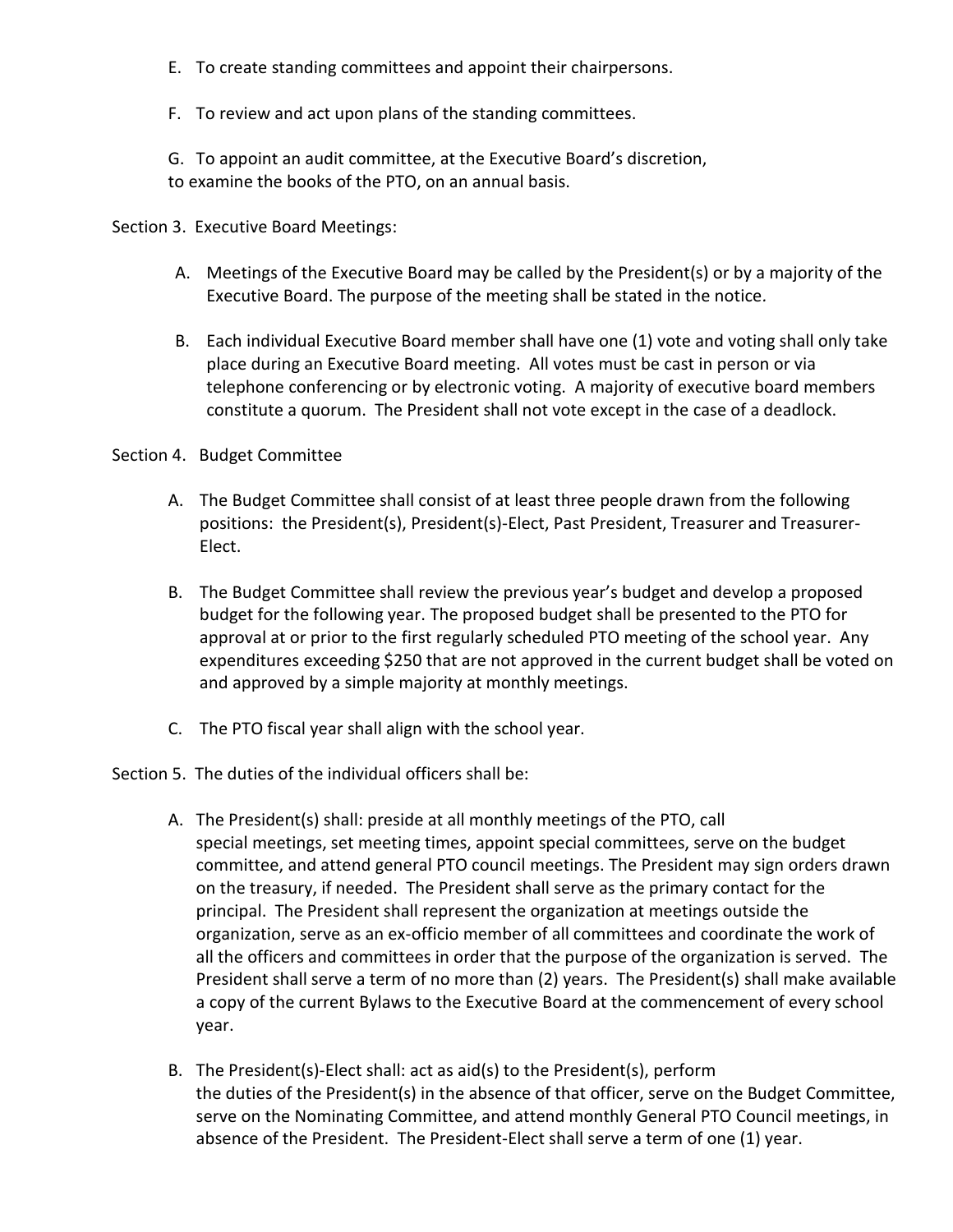E. To create standing committees and appoint their chairpersons.

F. To review and act upon plans of the standing committees.

G. To appoint an audit committee, at the Executive Board's discretion, to examine the books of the PTO, on an annual basis.

Section 3. Executive Board Meetings:

A. Meetings of the Executive Board may be called by the President(s) or by a majority of the Executive Board. The purpose of the meeting shall be stated in the notice.

B. Each individual Executive Board member shall have one (1) vote and voting shall only take place during an Executive Board meeting. All votes must be cast in person or via telephone conferencing or by electronic voting. A majority of executive board members constitute a quorum. The President shall not vote except in the case of a deadlock.

Section 4. Budget Committee

A. The Budget Committee shall consist of at least three people drawn from the following positions: the President(s), President(s)-Elect, Past President, Treasurer and Treasurer-Elect.

B. The Budget Committee shall review the previous year's budget and develop a proposed budget for the following year. The proposed budget shall be presented to the PTO for approval at or prior to the first regularly scheduled PTO meeting of the school year. Any expenditures exceeding $250 that are not approved in the current budget shall be voted on and approved by a simple majority at monthly meetings.

C. The PTO fiscal year shall align with the school year.

Section 5. The duties of the individual officers shall be:

A. The President(s) shall: preside at all monthly meetings of the PTO, call special meetings, set meeting times, appoint special committees, serve on the budget committee, and attend general PTO council meetings. The President may sign orders drawn on the treasury, if needed. The President shall serve as the primary contact for the principal. The President shall represent the organization at meetings outside the organization, serve as an ex-officio member of all committees and coordinate the work of all the officers and committees in order that the purpose of the organization is served. The President shall serve a term of no more than (2) years. The President(s) shall make available a copy of the current Bylaws to the Executive Board at the commencement of every school year.

B. The President(s)-Elect shall: act as aid(s) to the President(s), perform the duties of the President(s) in the absence of that officer, serve on the Budget Committee, serve on the Nominating Committee, and attend monthly General PTO Council meetings, in absence of the President. The President-Elect shall serve a term of one (1) year.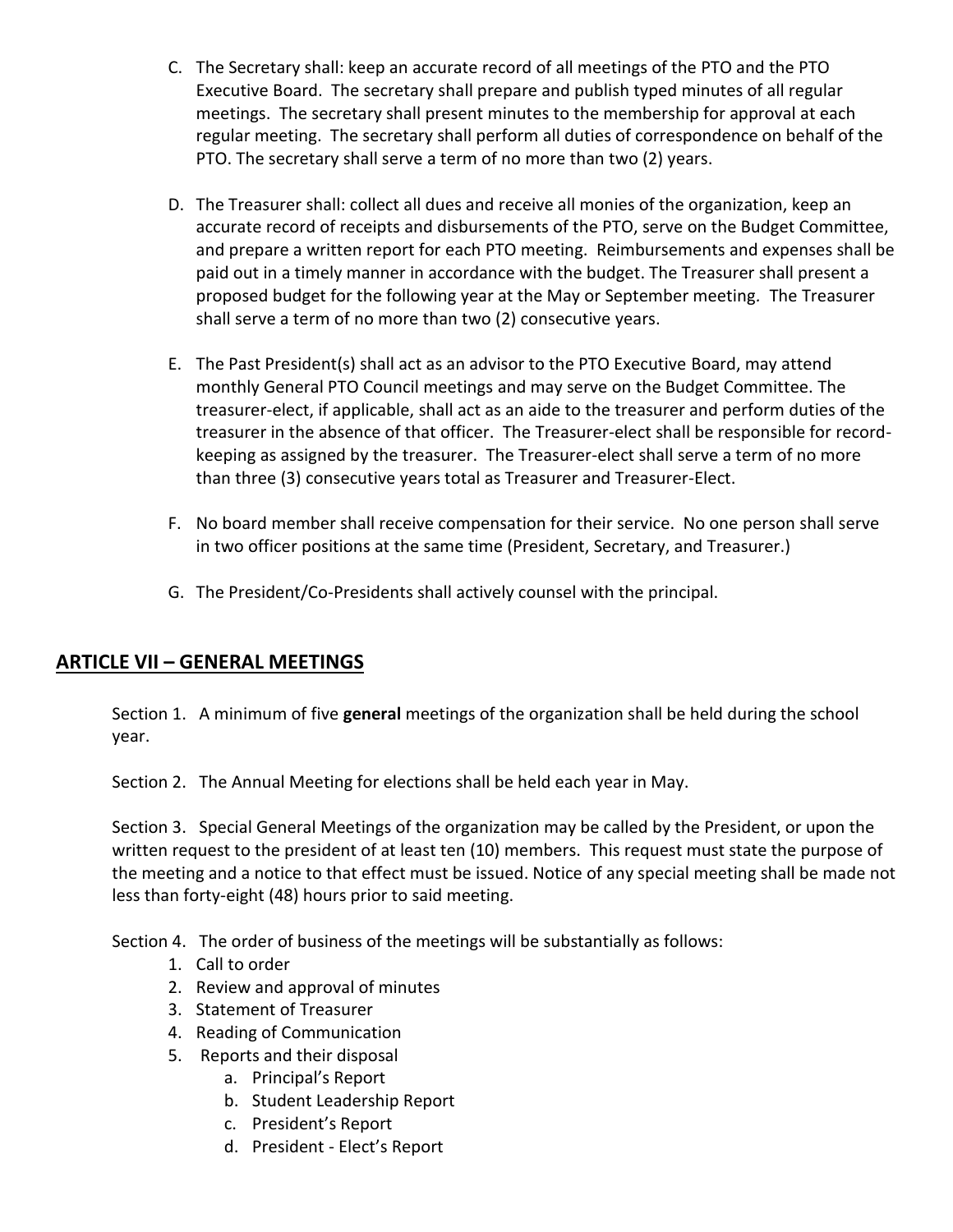C. The Secretary shall: keep an accurate record of all meetings of the PTO and the PTO Executive Board. The secretary shall prepare and publish typed minutes of all regular meetings. The secretary shall present minutes to the membership for approval at each regular meeting. The secretary shall perform all duties of correspondence on behalf of the PTO. The secretary shall serve a term of no more than two (2) years.

D. The Treasurer shall: collect all dues and receive all monies of the organization, keep an accurate record of receipts and disbursements of the PTO, serve on the Budget Committee, and prepare a written report for each PTO meeting. Reimbursements and expenses shall be paid out in a timely manner in accordance with the budget. The Treasurer shall present a proposed budget for the following year at the May or September meeting. The Treasurer shall serve a term of no more than two (2) consecutive years.

E. The Past President(s) shall act as an advisor to the PTO Executive Board, may attend monthly General PTO Council meetings and may serve on the Budget Committee. The treasurer-elect, if applicable, shall act as an aide to the treasurer and perform duties of the treasurer in the absence of that officer. The Treasurer-elect shall be responsible for record-keeping as assigned by the treasurer. The Treasurer-elect shall serve a term of no more than three (3) consecutive years total as Treasurer and Treasurer-Elect.

F. No board member shall receive compensation for their service. No one person shall serve in two officer positions at the same time (President, Secretary, and Treasurer.)

G. The President/Co-Presidents shall actively counsel with the principal.

## ARTICLE VII – GENERAL MEETINGS

Section 1. A minimum of five **general** meetings of the organization shall be held during the school year.

Section 2. The Annual Meeting for elections shall be held each year in May.

Section 3. Special General Meetings of the organization may be called by the President, or upon the written request to the president of at least ten (10) members. This request must state the purpose of the meeting and a notice to that effect must be issued. Notice of any special meeting shall be made not less than forty-eight (48) hours prior to said meeting.

Section 4. The order of business of the meetings will be substantially as follows:

1. Call to order
2. Review and approval of minutes
3. Statement of Treasurer
4. Reading of Communication
5. Reports and their disposal
    a. Principal's Report
    b. Student Leadership Report
    c. President's Report
    d. President - Elect's Report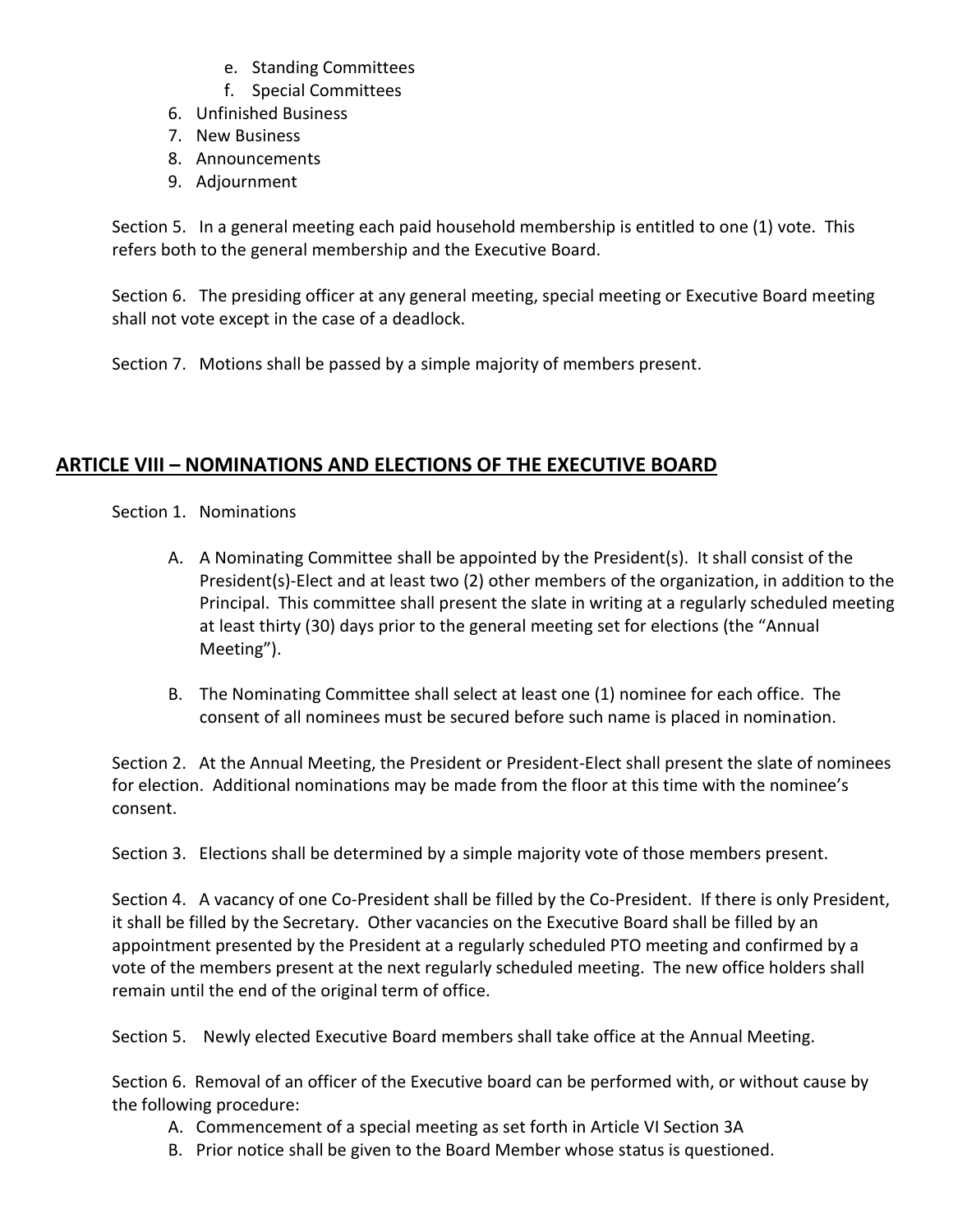e. Standing Committees
   f. Special Committees
6. Unfinished Business
7. New Business
8. Announcements
9. Adjournment

Section 5. In a general meeting each paid household membership is entitled to one (1) vote. This refers both to the general membership and the Executive Board.

Section 6. The presiding officer at any general meeting, special meeting or Executive Board meeting shall not vote except in the case of a deadlock.

Section 7. Motions shall be passed by a simple majority of members present.

## ARTICLE VIII – NOMINATIONS AND ELECTIONS OF THE EXECUTIVE BOARD

Section 1. Nominations

A. A Nominating Committee shall be appointed by the President(s). It shall consist of the President(s)-Elect and at least two (2) other members of the organization, in addition to the Principal. This committee shall present the slate in writing at a regularly scheduled meeting at least thirty (30) days prior to the general meeting set for elections (the "Annual Meeting").

B. The Nominating Committee shall select at least one (1) nominee for each office. The consent of all nominees must be secured before such name is placed in nomination.

Section 2. At the Annual Meeting, the President or President-Elect shall present the slate of nominees for election. Additional nominations may be made from the floor at this time with the nominee's consent.

Section 3. Elections shall be determined by a simple majority vote of those members present.

Section 4. A vacancy of one Co-President shall be filled by the Co-President. If there is only President, it shall be filled by the Secretary. Other vacancies on the Executive Board shall be filled by an appointment presented by the President at a regularly scheduled PTO meeting and confirmed by a vote of the members present at the next regularly scheduled meeting. The new office holders shall remain until the end of the original term of office.

Section 5. Newly elected Executive Board members shall take office at the Annual Meeting.

Section 6. Removal of an officer of the Executive board can be performed with, or without cause by the following procedure:

A. Commencement of a special meeting as set forth in Article VI Section 3A
B. Prior notice shall be given to the Board Member whose status is questioned.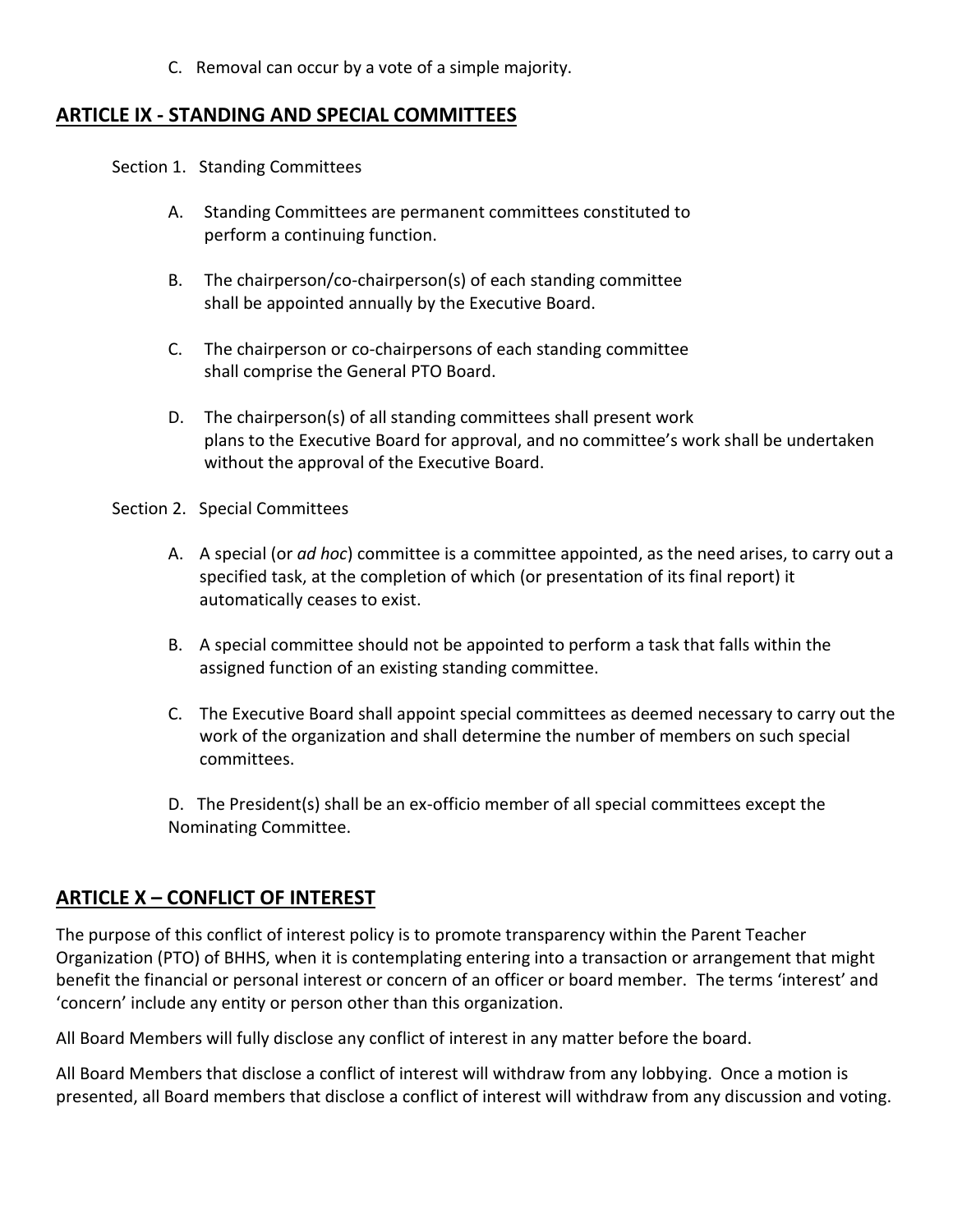C. Removal can occur by a vote of a simple majority.

## **ARTICLE IX - STANDING AND SPECIAL COMMITTEES**

Section 1. Standing Committees

A. Standing Committees are permanent committees constituted to perform a continuing function.

B. The chairperson/co-chairperson(s) of each standing committee shall be appointed annually by the Executive Board.

C. The chairperson or co-chairpersons of each standing committee shall comprise the General PTO Board.

D. The chairperson(s) of all standing committees shall present work plans to the Executive Board for approval, and no committee's work shall be undertaken without the approval of the Executive Board.

Section 2. Special Committees

A. A special (or *ad hoc*) committee is a committee appointed, as the need arises, to carry out a specified task, at the completion of which (or presentation of its final report) it automatically ceases to exist.

B. A special committee should not be appointed to perform a task that falls within the assigned function of an existing standing committee.

C. The Executive Board shall appoint special committees as deemed necessary to carry out the work of the organization and shall determine the number of members on such special committees.

D. The President(s) shall be an ex-officio member of all special committees except the Nominating Committee.

## **ARTICLE X – CONFLICT OF INTEREST**

The purpose of this conflict of interest policy is to promote transparency within the Parent Teacher Organization (PTO) of BHHS, when it is contemplating entering into a transaction or arrangement that might benefit the financial or personal interest or concern of an officer or board member. The terms 'interest' and 'concern' include any entity or person other than this organization.

All Board Members will fully disclose any conflict of interest in any matter before the board.

All Board Members that disclose a conflict of interest will withdraw from any lobbying. Once a motion is presented, all Board members that disclose a conflict of interest will withdraw from any discussion and voting.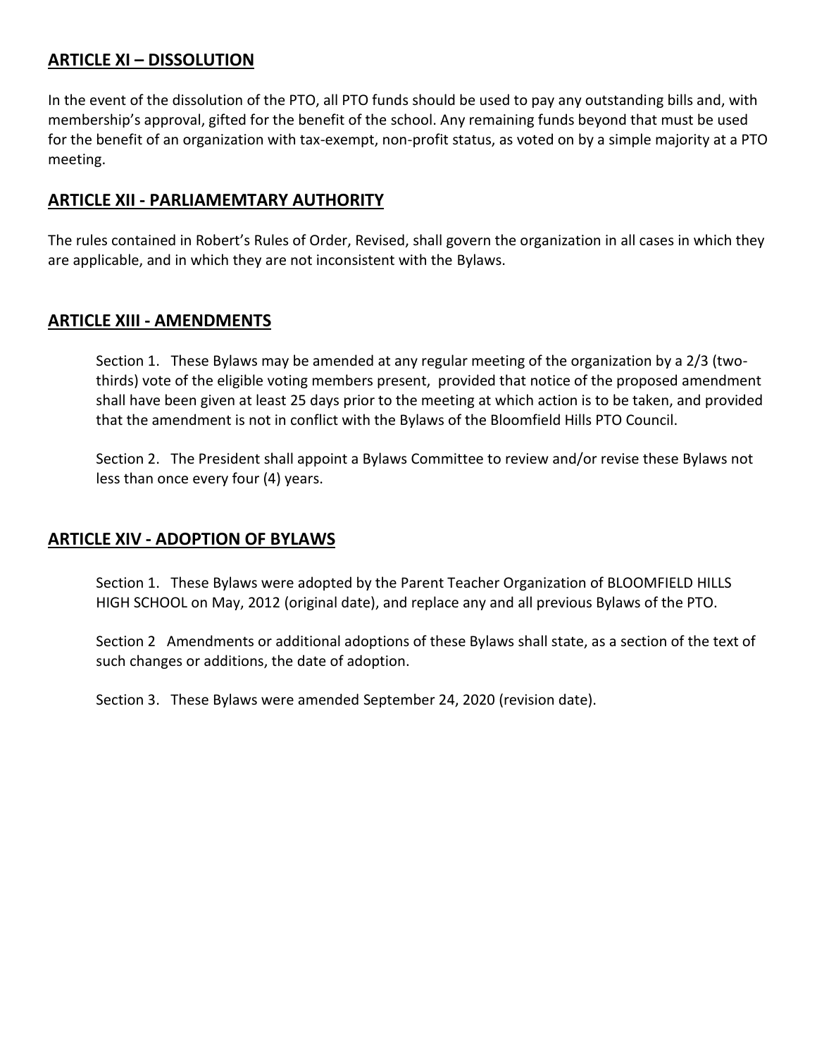## **ARTICLE XI – DISSOLUTION**

In the event of the dissolution of the PTO, all PTO funds should be used to pay any outstanding bills and, with membership's approval, gifted for the benefit of the school. Any remaining funds beyond that must be used for the benefit of an organization with tax-exempt, non-profit status, as voted on by a simple majority at a PTO meeting.

## **ARTICLE XII - PARLIAMEMTARY AUTHORITY**

The rules contained in Robert's Rules of Order, Revised, shall govern the organization in all cases in which they are applicable, and in which they are not inconsistent with the Bylaws.

## **ARTICLE XIII - AMENDMENTS**

Section 1. These Bylaws may be amended at any regular meeting of the organization by a 2/3 (two-thirds) vote of the eligible voting members present, provided that notice of the proposed amendment shall have been given at least 25 days prior to the meeting at which action is to be taken, and provided that the amendment is not in conflict with the Bylaws of the Bloomfield Hills PTO Council.

Section 2. The President shall appoint a Bylaws Committee to review and/or revise these Bylaws not less than once every four (4) years.

## **ARTICLE XIV - ADOPTION OF BYLAWS**

Section 1. These Bylaws were adopted by the Parent Teacher Organization of BLOOMFIELD HILLS HIGH SCHOOL on May, 2012 (original date), and replace any and all previous Bylaws of the PTO.

Section 2 Amendments or additional adoptions of these Bylaws shall state, as a section of the text of such changes or additions, the date of adoption.

Section 3. These Bylaws were amended September 24, 2020 (revision date).